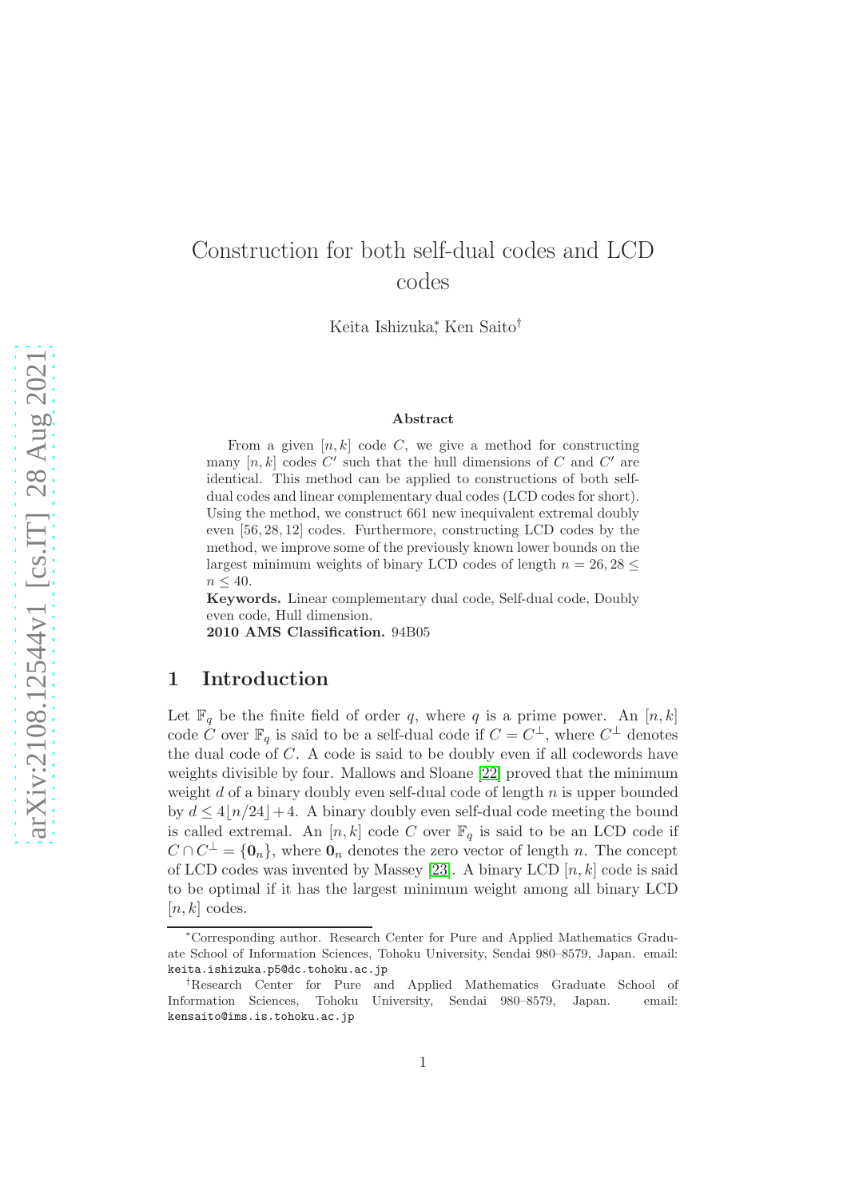# Construction for both self-dual codes and LCD codes

Keita Ishizuka[*], Ken Saito[†]

### Abstract

From a given $[n, k]$ code $C$, we give a method for constructing many $[n, k]$ codes $C'$ such that the hull dimensions of $C$ and $C'$ are identical. This method can be applied to constructions of both self-dual codes and linear complementary dual codes (LCD codes for short). Using the method, we construct 661 new inequivalent extremal doubly even $[56, 28, 12]$ codes. Furthermore, constructing LCD codes by the method, we improve some of the previously known lower bounds on the largest minimum weights of binary LCD codes of length $n = 26, 28 \leq n \leq 40$.

**Keywords.** Linear complementary dual code, Self-dual code, Doubly even code, Hull dimension.

**2010 AMS Classification.** 94B05

## 1 Introduction

Let $\mathbb{F}_q$ be the finite field of order $q$, where $q$ is a prime power. An $[n, k]$ code $C$ over $\mathbb{F}_q$ is said to be a self-dual code if $C = C^\perp$, where $C^\perp$ denotes the dual code of $C$. A code is said to be doubly even if all codewords have weights divisible by four. Mallows and Sloane [22] proved that the minimum weight $d$ of a binary doubly even self-dual code of length $n$ is upper bounded by $d \leq 4\lfloor n/24 \rfloor + 4$. A binary doubly even self-dual code meeting the bound is called extremal. An $[n, k]$ code $C$ over $\mathbb{F}_q$ is said to be an LCD code if $C \cap C^\perp = \{\mathbf{0}_n\}$, where $\mathbf{0}_n$ denotes the zero vector of length $n$. The concept of LCD codes was invented by Massey [23]. A binary LCD $[n, k]$ code is said to be optimal if it has the largest minimum weight among all binary LCD $[n, k]$ codes.

---

[*] Corresponding author. Research Center for Pure and Applied Mathematics Graduate School of Information Sciences, Tohoku University, Sendai 980–8579, Japan. email: keita.ishizuka.p5@dc.tohoku.ac.jp

[†] Research Center for Pure and Applied Mathematics Graduate School of Information Sciences, Tohoku University, Sendai 980–8579, Japan. email: kensaito@ims.is.tohoku.ac.jp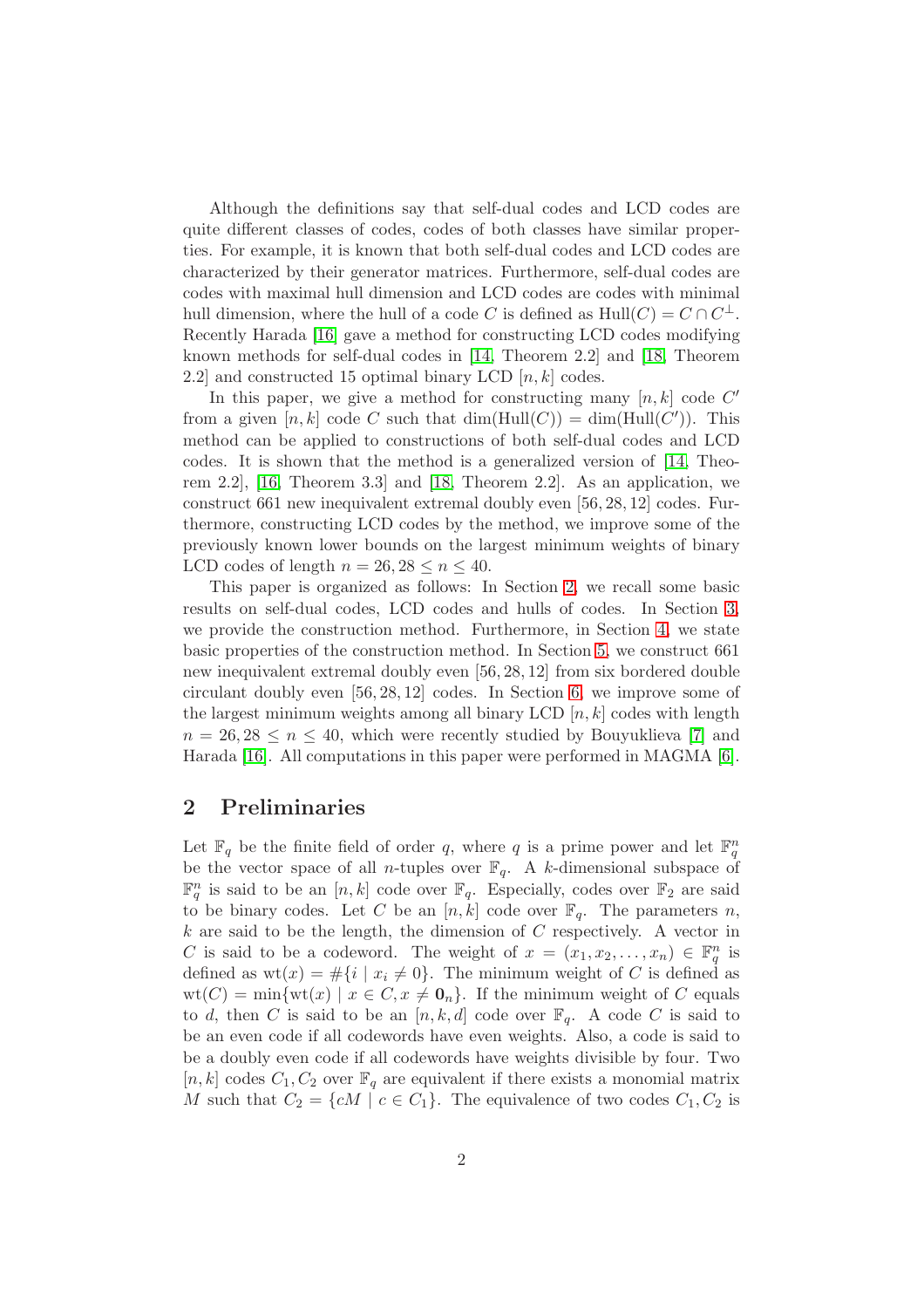Although the definitions say that self-dual codes and LCD codes are quite different classes of codes, codes of both classes have similar properties. For example, it is known that both self-dual codes and LCD codes are characterized by their generator matrices. Furthermore, self-dual codes are codes with maximal hull dimension and LCD codes are codes with minimal hull dimension, where the hull of a code $C$ is defined as $\mathrm{Hull}(C) = C \cap C^{\perp}$. Recently Harada [16] gave a method for constructing LCD codes modifying known methods for self-dual codes in [14, Theorem 2.2] and [18, Theorem 2.2] and constructed 15 optimal binary LCD $[n, k]$ codes.

In this paper, we give a method for constructing many $[n, k]$ code $C'$ from a given $[n, k]$ code $C$ such that $\dim(\mathrm{Hull}(C)) = \dim(\mathrm{Hull}(C'))$. This method can be applied to constructions of both self-dual codes and LCD codes. It is shown that the method is a generalized version of [14, Theorem 2.2], [16, Theorem 3.3] and [18, Theorem 2.2]. As an application, we construct 661 new inequivalent extremal doubly even $[56, 28, 12]$ codes. Furthermore, constructing LCD codes by the method, we improve some of the previously known lower bounds on the largest minimum weights of binary LCD codes of length $n = 26, 28 \leq n \leq 40$.

This paper is organized as follows: In Section 2, we recall some basic results on self-dual codes, LCD codes and hulls of codes. In Section 3, we provide the construction method. Furthermore, in Section 4, we state basic properties of the construction method. In Section 5, we construct 661 new inequivalent extremal doubly even $[56, 28, 12]$ from six bordered double circulant doubly even $[56, 28, 12]$ codes. In Section 6, we improve some of the largest minimum weights among all binary LCD $[n, k]$ codes with length $n = 26, 28 \leq n \leq 40$, which were recently studied by Bouyuklieva [7] and Harada [16]. All computations in this paper were performed in MAGMA [6].

## 2 Preliminaries

Let $\mathbb{F}_q$ be the finite field of order $q$, where $q$ is a prime power and let $\mathbb{F}_q^n$ be the vector space of all $n$-tuples over $\mathbb{F}_q$. A $k$-dimensional subspace of $\mathbb{F}_q^n$ is said to be an $[n, k]$ code over $\mathbb{F}_q$. Especially, codes over $\mathbb{F}_2$ are said to be binary codes. Let $C$ be an $[n, k]$ code over $\mathbb{F}_q$. The parameters $n$, $k$ are said to be the length, the dimension of $C$ respectively. A vector in $C$ is said to be a codeword. The weight of $x = (x_1, x_2, \ldots, x_n) \in \mathbb{F}_q^n$ is defined as $\mathrm{wt}(x) = \#\{i \mid x_i \neq 0\}$. The minimum weight of $C$ is defined as $\mathrm{wt}(C) = \min\{\mathrm{wt}(x) \mid x \in C, x \neq \mathbf{0}_n\}$. If the minimum weight of $C$ equals to $d$, then $C$ is said to be an $[n, k, d]$ code over $\mathbb{F}_q$. A code $C$ is said to be an even code if all codewords have even weights. Also, a code is said to be a doubly even code if all codewords have weights divisible by four. Two $[n, k]$ codes $C_1, C_2$ over $\mathbb{F}_q$ are equivalent if there exists a monomial matrix $M$ such that $C_2 = \{cM \mid c \in C_1\}$. The equivalence of two codes $C_1, C_2$ is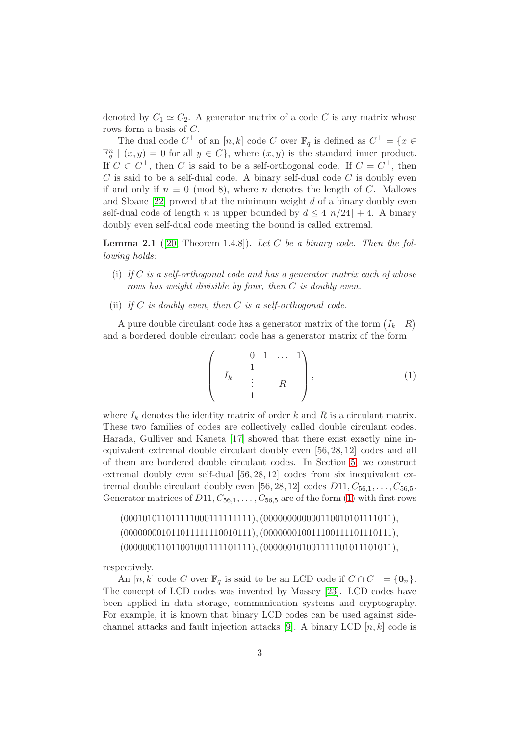denoted by $C_1 \simeq C_2$. A generator matrix of a code $C$ is any matrix whose rows form a basis of $C$.

The dual code $C^\perp$ of an $[n, k]$ code $C$ over $\mathbb{F}_q$ is defined as $C^\perp = \{x \in \mathbb{F}_q^n \mid (x, y) = 0 \text{ for all } y \in C\}$, where $(x, y)$ is the standard inner product. If $C \subset C^\perp$, then $C$ is said to be a self-orthogonal code. If $C = C^\perp$, then $C$ is said to be a self-dual code. A binary self-dual code $C$ is doubly even if and only if $n \equiv 0 \pmod 8$, where $n$ denotes the length of $C$. Mallows and Sloane [22] proved that the minimum weight $d$ of a binary doubly even self-dual code of length $n$ is upper bounded by $d \le 4\lfloor n/24 \rfloor + 4$. A binary doubly even self-dual code meeting the bound is called extremal.

**Lemma 2.1** ([20, Theorem 1.4.8]). *Let $C$ be a binary code. Then the following holds:*

(i) *If $C$ is a self-orthogonal code and has a generator matrix each of whose rows has weight divisible by four, then $C$ is doubly even.*

(ii) *If $C$ is doubly even, then $C$ is a self-orthogonal code.*

A pure double circulant code has a generator matrix of the form $\begin{pmatrix} I_k & R \end{pmatrix}$ and a bordered double circulant code has a generator matrix of the form

$$\left( \begin{array}{ccccc} & 0 & 1 & \dots & 1 \\ & 1 & & & \\ I_k & \vdots & & R & \\ & 1 & & & \end{array} \right), \tag{1}$$

where $I_k$ denotes the identity matrix of order $k$ and $R$ is a circulant matrix. These two families of codes are collectively called double circulant codes. Harada, Gulliver and Kaneta [17] showed that there exist exactly nine inequivalent extremal double circulant doubly even $[56, 28, 12]$ codes and all of them are bordered double circulant codes. In Section 5, we construct extremal doubly even self-dual $[56, 28, 12]$ codes from six inequivalent extremal double circulant doubly even $[56, 28, 12]$ codes $D11, C_{56,1}, \dots, C_{56,5}$. Generator matrices of $D11, C_{56,1}, \dots, C_{56,5}$ are of the form (1) with first rows

(000101011011111000111111111), (000000000000110010101111011),
(000000001011011111110010111), (000000010011100111101110111),
(000000011011001001111101111), (000001010011111010111101011),

respectively.

An $[n, k]$ code $C$ over $\mathbb{F}_q$ is said to be an LCD code if $C \cap C^\perp = \{\mathbf{0}_n\}$. The concept of LCD codes was invented by Massey [23]. LCD codes have been applied in data storage, communication systems and cryptography. For example, it is known that binary LCD codes can be used against side-channel attacks and fault injection attacks [9]. A binary LCD $[n, k]$ code is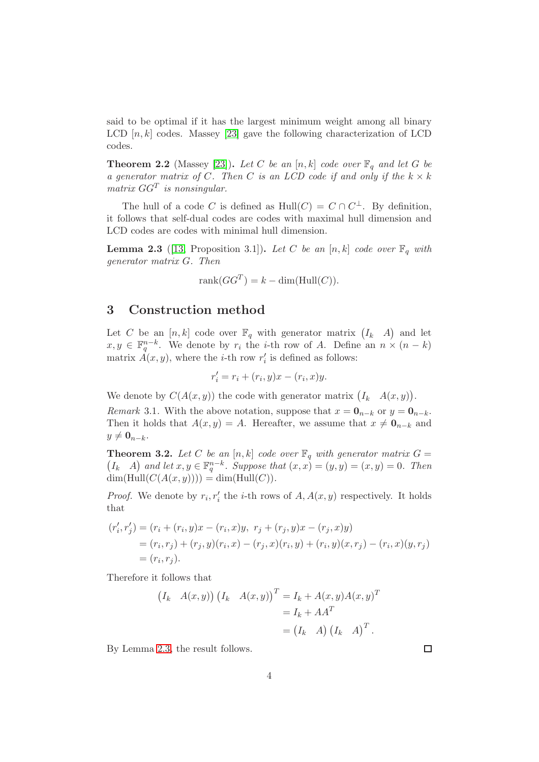said to be optimal if it has the largest minimum weight among all binary LCD $[n,k]$ codes. Massey [23] gave the following characterization of LCD codes.

**Theorem 2.2** (Massey [23]). *Let $C$ be an $[n,k]$ code over $\mathbb{F}_q$ and let $G$ be a generator matrix of $C$. Then $C$ is an LCD code if and only if the $k \times k$ matrix $GG^T$ is nonsingular.*

The hull of a code $C$ is defined as $\mathrm{Hull}(C) = C \cap C^{\perp}$. By definition, it follows that self-dual codes are codes with maximal hull dimension and LCD codes are codes with minimal hull dimension.

**Lemma 2.3** ([13, Proposition 3.1]). *Let $C$ be an $[n,k]$ code over $\mathbb{F}_q$ with generator matrix $G$. Then*

$$\mathrm{rank}(GG^T) = k - \dim(\mathrm{Hull}(C)).$$

## 3 Construction method

Let $C$ be an $[n,k]$ code over $\mathbb{F}_q$ with generator matrix $\begin{pmatrix} I_k & A \end{pmatrix}$ and let $x, y \in \mathbb{F}_q^{n-k}$. We denote by $r_i$ the $i$-th row of $A$. Define an $n \times (n-k)$ matrix $A(x,y)$, where the $i$-th row $r'_i$ is defined as follows:

$$r'_i = r_i + (r_i, y)x - (r_i, x)y.$$

We denote by $C(A(x,y))$ the code with generator matrix $\begin{pmatrix} I_k & A(x,y) \end{pmatrix}$.

*Remark* 3.1. With the above notation, suppose that $x = \mathbf{0}_{n-k}$ or $y = \mathbf{0}_{n-k}$. Then it holds that $A(x,y) = A$. Hereafter, we assume that $x \neq \mathbf{0}_{n-k}$ and $y \neq \mathbf{0}_{n-k}$.

**Theorem 3.2.** *Let $C$ be an $[n,k]$ code over $\mathbb{F}_q$ with generator matrix $G = \begin{pmatrix} I_k & A \end{pmatrix}$ and let $x, y \in \mathbb{F}_q^{n-k}$. Suppose that $(x,x) = (y,y) = (x,y) = 0$. Then $\dim(\mathrm{Hull}(C(A(x,y)))) = \dim(\mathrm{Hull}(C))$.*

*Proof.* We denote by $r_i, r'_i$ the $i$-th rows of $A, A(x,y)$ respectively. It holds that

$$\begin{aligned}
(r'_i, r'_j) &= (r_i + (r_i,y)x - (r_i,x)y,\ r_j + (r_j,y)x - (r_j,x)y) \\
&= (r_i, r_j) + (r_j,y)(r_i,x) - (r_j,x)(r_i,y) + (r_i,y)(x,r_j) - (r_i,x)(y,r_j) \\
&= (r_i, r_j).
\end{aligned}$$

Therefore it follows that

$$\begin{aligned}
\begin{pmatrix} I_k & A(x,y) \end{pmatrix} \begin{pmatrix} I_k & A(x,y) \end{pmatrix}^T &= I_k + A(x,y)A(x,y)^T \\
&= I_k + AA^T \\
&= \begin{pmatrix} I_k & A \end{pmatrix} \begin{pmatrix} I_k & A \end{pmatrix}^T.
\end{aligned}$$

By Lemma 2.3, the result follows. $\square$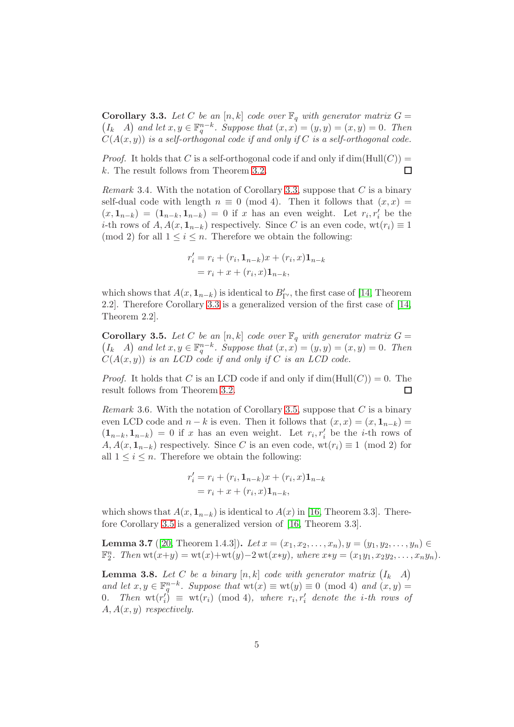**Corollary 3.3.** *Let $C$ be an $[n,k]$ code over $\mathbb{F}_q$ with generator matrix $G = \begin{pmatrix} I_k & A \end{pmatrix}$ and let $x, y \in \mathbb{F}_q^{n-k}$. Suppose that $(x,x) = (y,y) = (x,y) = 0$. Then $C(A(x,y))$ is a self-orthogonal code if and only if $C$ is a self-orthogonal code.*

*Proof.* It holds that $C$ is a self-orthogonal code if and only if $\dim(\mathrm{Hull}(C)) = k$. The result follows from Theorem 3.2. □

*Remark* 3.4. With the notation of Corollary 3.3, suppose that $C$ is a binary self-dual code with length $n \equiv 0 \pmod 4$. Then it follows that $(x,x) = (x, \mathbf{1}_{n-k}) = (\mathbf{1}_{n-k}, \mathbf{1}_{n-k}) = 0$ if $x$ has an even weight. Let $r_i, r_i'$ be the $i$-th rows of $A, A(x, \mathbf{1}_{n-k})$ respectively. Since $C$ is an even code, $\mathrm{wt}(r_i) \equiv 1 \pmod 2$ for all $1 \le i \le n$. Therefore we obtain the following:

$$
\begin{aligned}
r_i' &= r_i + (r_i, \mathbf{1}_{n-k})x + (r_i, x)\mathbf{1}_{n-k} \\
&= r_i + x + (r_i, x)\mathbf{1}_{n-k},
\end{aligned}
$$

which shows that $A(x, \mathbf{1}_{n-k})$ is identical to $B'_{\Gamma'}$, the first case of [14, Theorem 2.2]. Therefore Corollary 3.3 is a generalized version of the first case of [14, Theorem 2.2].

**Corollary 3.5.** *Let $C$ be an $[n,k]$ code over $\mathbb{F}_q$ with generator matrix $G = \begin{pmatrix} I_k & A \end{pmatrix}$ and let $x, y \in \mathbb{F}_q^{n-k}$. Suppose that $(x,x) = (y,y) = (x,y) = 0$. Then $C(A(x,y))$ is an LCD code if and only if $C$ is an LCD code.*

*Proof.* It holds that $C$ is an LCD code if and only if $\dim(\mathrm{Hull}(C)) = 0$. The result follows from Theorem 3.2. □

*Remark* 3.6. With the notation of Corollary 3.5, suppose that $C$ is a binary even LCD code and $n-k$ is even. Then it follows that $(x,x) = (x, \mathbf{1}_{n-k}) = (\mathbf{1}_{n-k}, \mathbf{1}_{n-k}) = 0$ if $x$ has an even weight. Let $r_i, r_i'$ be the $i$-th rows of $A, A(x, \mathbf{1}_{n-k})$ respectively. Since $C$ is an even code, $\mathrm{wt}(r_i) \equiv 1 \pmod 2$ for all $1 \le i \le n$. Therefore we obtain the following:

$$
\begin{aligned}
r_i' &= r_i + (r_i, \mathbf{1}_{n-k})x + (r_i, x)\mathbf{1}_{n-k} \\
&= r_i + x + (r_i, x)\mathbf{1}_{n-k},
\end{aligned}
$$

which shows that $A(x, \mathbf{1}_{n-k})$ is identical to $A(x)$ in [16, Theorem 3.3]. Therefore Corollary 3.5 is a generalized version of [16, Theorem 3.3].

**Lemma 3.7** ([20, Theorem 1.4.3])**.** *Let $x = (x_1, x_2, \ldots, x_n), y = (y_1, y_2, \ldots, y_n) \in \mathbb{F}_2^n$. Then $\mathrm{wt}(x+y) = \mathrm{wt}(x) + \mathrm{wt}(y) - 2\,\mathrm{wt}(x*y)$, where $x*y = (x_1y_1, x_2y_2, \ldots, x_ny_n)$.*

**Lemma 3.8.** *Let $C$ be a binary $[n,k]$ code with generator matrix $\begin{pmatrix} I_k & A \end{pmatrix}$ and let $x, y \in \mathbb{F}_q^{n-k}$. Suppose that $\mathrm{wt}(x) \equiv \mathrm{wt}(y) \equiv 0 \pmod 4$ and $(x,y) = 0$. Then $\mathrm{wt}(r_i') \equiv \mathrm{wt}(r_i) \pmod 4$, where $r_i, r_i'$ denote the $i$-th rows of $A, A(x,y)$ respectively.*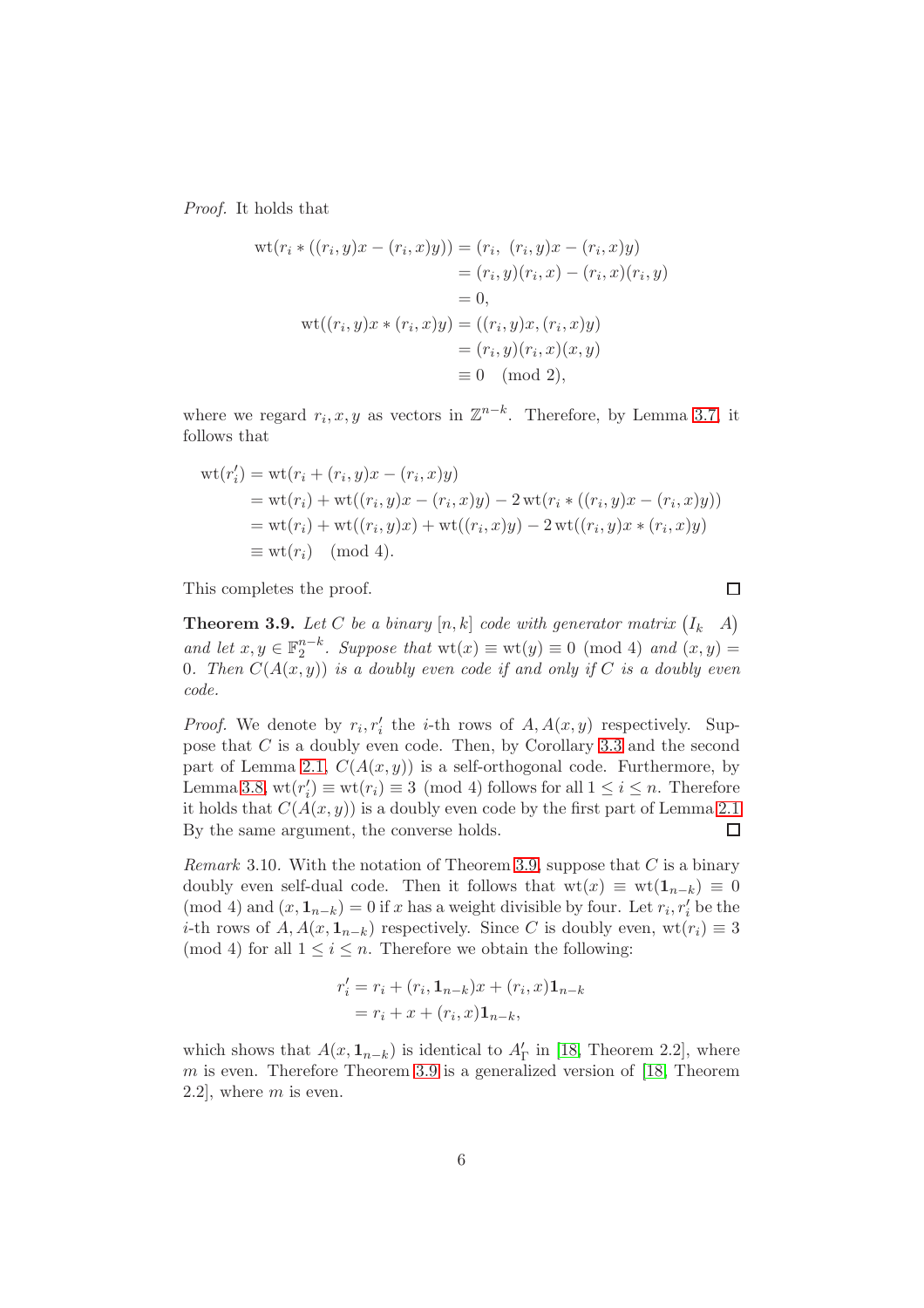*Proof.* It holds that

$$
\begin{aligned}
\operatorname{wt}(r_i * ((r_i, y)x - (r_i, x)y)) &= (r_i,\ (r_i, y)x - (r_i, x)y) \\
&= (r_i, y)(r_i, x) - (r_i, x)(r_i, y) \\
&= 0, \\
\operatorname{wt}((r_i, y)x * (r_i, x)y) &= ((r_i, y)x, (r_i, x)y) \\
&= (r_i, y)(r_i, x)(x, y) \\
&\equiv 0 \pmod 2,
\end{aligned}
$$

where we regard $r_i, x, y$ as vectors in $\mathbb{Z}^{n-k}$. Therefore, by Lemma 3.7, it follows that

$$
\begin{aligned}
\operatorname{wt}(r_i') &= \operatorname{wt}(r_i + (r_i, y)x - (r_i, x)y) \\
&= \operatorname{wt}(r_i) + \operatorname{wt}((r_i, y)x - (r_i, x)y) - 2\operatorname{wt}(r_i * ((r_i, y)x - (r_i, x)y)) \\
&= \operatorname{wt}(r_i) + \operatorname{wt}((r_i, y)x) + \operatorname{wt}((r_i, x)y) - 2\operatorname{wt}((r_i, y)x * (r_i, x)y) \\
&\equiv \operatorname{wt}(r_i) \pmod 4.
\end{aligned}
$$

This completes the proof. $\square$

**Theorem 3.9.** *Let $C$ be a binary $[n, k]$ code with generator matrix $\begin{pmatrix} I_k & A \end{pmatrix}$ and let $x, y \in \mathbb{F}_2^{n-k}$. Suppose that $\operatorname{wt}(x) \equiv \operatorname{wt}(y) \equiv 0 \pmod 4$ and $(x, y) = 0$. Then $C(A(x, y))$ is a doubly even code if and only if $C$ is a doubly even code.*

*Proof.* We denote by $r_i, r_i'$ the $i$-th rows of $A, A(x, y)$ respectively. Suppose that $C$ is a doubly even code. Then, by Corollary 3.3 and the second part of Lemma 2.1, $C(A(x, y))$ is a self-orthogonal code. Furthermore, by Lemma 3.8, $\operatorname{wt}(r_i') \equiv \operatorname{wt}(r_i) \equiv 3 \pmod 4$ follows for all $1 \leq i \leq n$. Therefore it holds that $C(A(x, y))$ is a doubly even code by the first part of Lemma 2.1. By the same argument, the converse holds. $\square$

*Remark* 3.10. With the notation of Theorem 3.9, suppose that $C$ is a binary doubly even self-dual code. Then it follows that $\operatorname{wt}(x) \equiv \operatorname{wt}(\mathbf{1}_{n-k}) \equiv 0 \pmod 4$ and $(x, \mathbf{1}_{n-k}) = 0$ if $x$ has a weight divisible by four. Let $r_i, r_i'$ be the $i$-th rows of $A, A(x, \mathbf{1}_{n-k})$ respectively. Since $C$ is doubly even, $\operatorname{wt}(r_i) \equiv 3 \pmod 4$ for all $1 \leq i \leq n$. Therefore we obtain the following:

$$
\begin{aligned}
r_i' &= r_i + (r_i, \mathbf{1}_{n-k})x + (r_i, x)\mathbf{1}_{n-k} \\
&= r_i + x + (r_i, x)\mathbf{1}_{n-k},
\end{aligned}
$$

which shows that $A(x, \mathbf{1}_{n-k})$ is identical to $A_\Gamma'$ in [18, Theorem 2.2], where $m$ is even. Therefore Theorem 3.9 is a generalized version of [18, Theorem 2.2], where $m$ is even.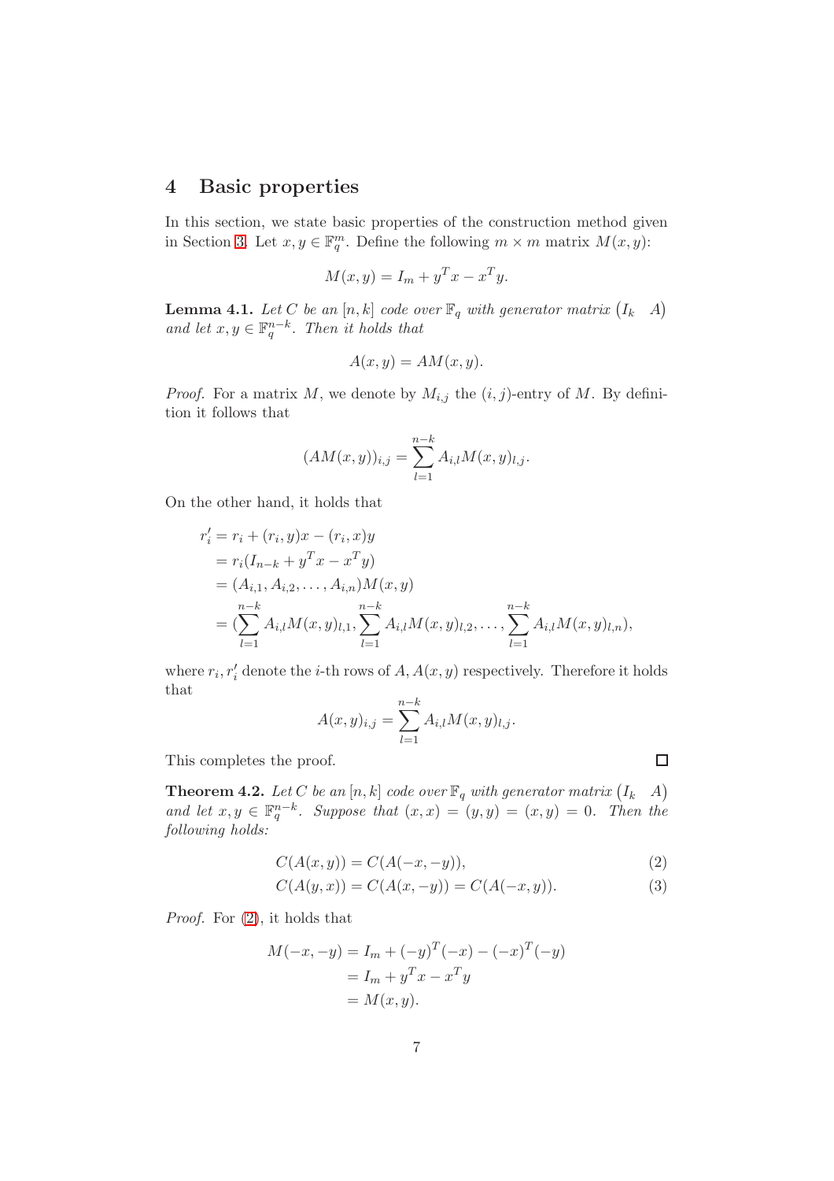## 4 Basic properties

In this section, we state basic properties of the construction method given in Section 3. Let $x, y \in \mathbb{F}_q^m$. Define the following $m \times m$ matrix $M(x, y)$:

$$M(x, y) = I_m + y^T x - x^T y.$$

**Lemma 4.1.** *Let $C$ be an $[n, k]$ code over $\mathbb{F}_q$ with generator matrix $\begin{pmatrix} I_k & A \end{pmatrix}$ and let $x, y \in \mathbb{F}_q^{n-k}$. Then it holds that*

$$A(x, y) = AM(x, y).$$

*Proof.* For a matrix $M$, we denote by $M_{i,j}$ the $(i, j)$-entry of $M$. By definition it follows that

$$(AM(x, y))_{i,j} = \sum_{l=1}^{n-k} A_{i,l} M(x, y)_{l,j}.$$

On the other hand, it holds that

$$\begin{aligned}
r_i' &= r_i + (r_i, y)x - (r_i, x)y \\
&= r_i(I_{n-k} + y^T x - x^T y) \\
&= (A_{i,1}, A_{i,2}, \ldots, A_{i,n})M(x, y) \\
&= (\sum_{l=1}^{n-k} A_{i,l} M(x, y)_{l,1}, \sum_{l=1}^{n-k} A_{i,l} M(x, y)_{l,2}, \ldots, \sum_{l=1}^{n-k} A_{i,l} M(x, y)_{l,n}),
\end{aligned}$$

where $r_i, r_i'$ denote the $i$-th rows of $A, A(x, y)$ respectively. Therefore it holds that

$$A(x, y)_{i,j} = \sum_{l=1}^{n-k} A_{i,l} M(x, y)_{l,j}.$$

This completes the proof. ∎

**Theorem 4.2.** *Let $C$ be an $[n, k]$ code over $\mathbb{F}_q$ with generator matrix $\begin{pmatrix} I_k & A \end{pmatrix}$ and let $x, y \in \mathbb{F}_q^{n-k}$. Suppose that $(x, x) = (y, y) = (x, y) = 0$. Then the following holds:*

$$C(A(x, y)) = C(A(-x, -y)), \tag{2}$$

$$C(A(y, x)) = C(A(x, -y)) = C(A(-x, y)). \tag{3}$$

*Proof.* For (2), it holds that

$$\begin{aligned}
M(-x, -y) &= I_m + (-y)^T(-x) - (-x)^T(-y) \\
&= I_m + y^T x - x^T y \\
&= M(x, y).
\end{aligned}$$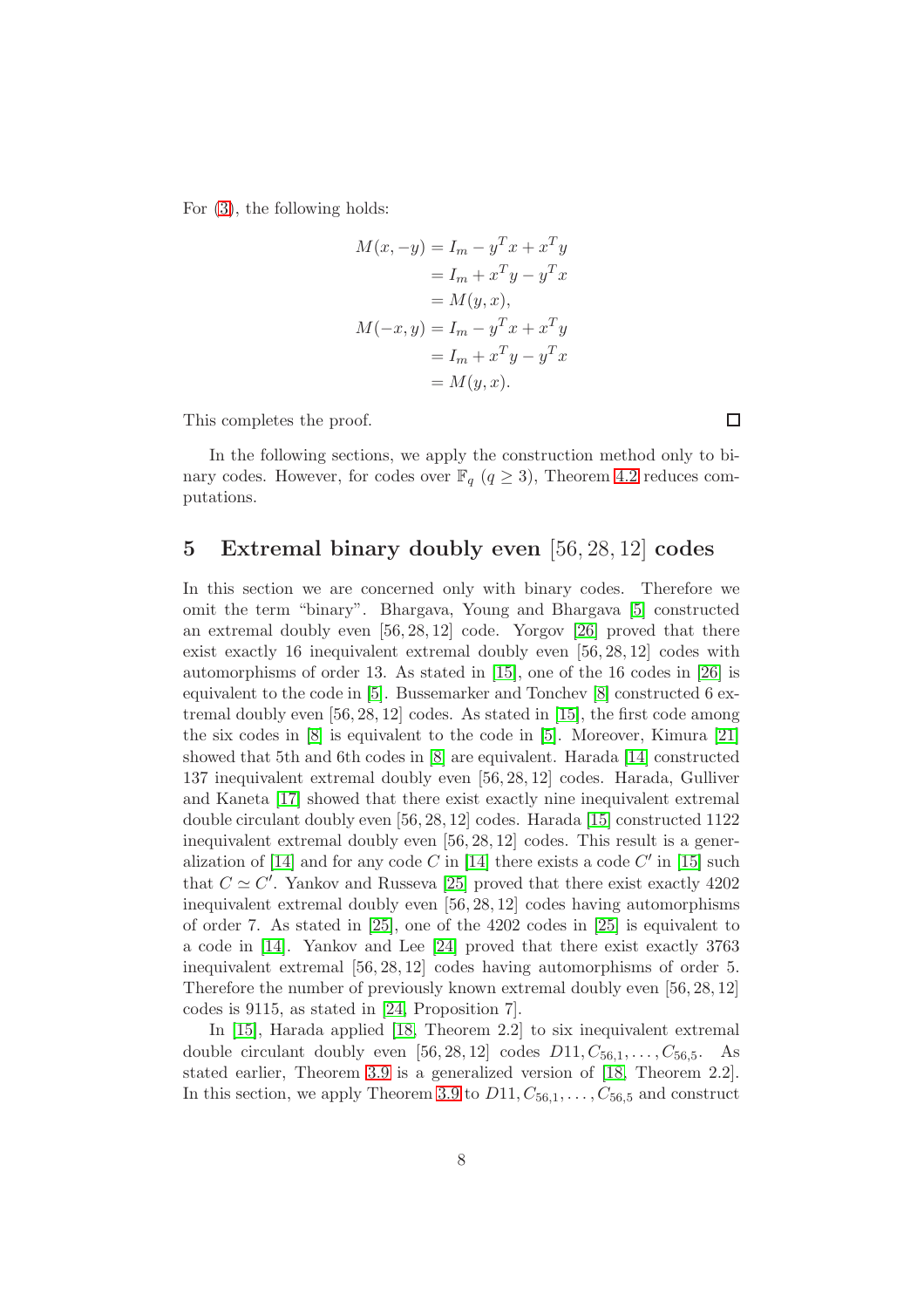For (3), the following holds:

$$
\begin{aligned}
M(x,-y) &= I_m - y^T x + x^T y \\
&= I_m + x^T y - y^T x \\
&= M(y,x), \\
M(-x,y) &= I_m - y^T x + x^T y \\
&= I_m + x^T y - y^T x \\
&= M(y,x).
\end{aligned}
$$

This completes the proof. □

In the following sections, we apply the construction method only to binary codes. However, for codes over $\mathbb{F}_q$ ($q \geq 3$), Theorem 4.2 reduces computations.

## 5 Extremal binary doubly even $[56, 28, 12]$ codes

In this section we are concerned only with binary codes. Therefore we omit the term "binary". Bhargava, Young and Bhargava [5] constructed an extremal doubly even $[56, 28, 12]$ code. Yorgov [26] proved that there exist exactly 16 inequivalent extremal doubly even $[56, 28, 12]$ codes with automorphisms of order 13. As stated in [15], one of the 16 codes in [26] is equivalent to the code in [5]. Bussemarker and Tonchev [8] constructed 6 extremal doubly even $[56, 28, 12]$ codes. As stated in [15], the first code among the six codes in [8] is equivalent to the code in [5]. Moreover, Kimura [21] showed that 5th and 6th codes in [8] are equivalent. Harada [14] constructed 137 inequivalent extremal doubly even $[56, 28, 12]$ codes. Harada, Gulliver and Kaneta [17] showed that there exist exactly nine inequivalent extremal double circulant doubly even $[56, 28, 12]$ codes. Harada [15] constructed 1122 inequivalent extremal doubly even $[56, 28, 12]$ codes. This result is a generalization of [14] and for any code $C$ in [14] there exists a code $C'$ in [15] such that $C \simeq C'$. Yankov and Russeva [25] proved that there exist exactly 4202 inequivalent extremal doubly even $[56, 28, 12]$ codes having automorphisms of order 7. As stated in [25], one of the 4202 codes in [25] is equivalent to a code in [14]. Yankov and Lee [24] proved that there exist exactly 3763 inequivalent extremal $[56, 28, 12]$ codes having automorphisms of order 5. Therefore the number of previously known extremal doubly even $[56, 28, 12]$ codes is 9115, as stated in [24, Proposition 7].

In [15], Harada applied [18, Theorem 2.2] to six inequivalent extremal double circulant doubly even $[56, 28, 12]$ codes $D11, C_{56,1}, \dots, C_{56,5}$. As stated earlier, Theorem 3.9 is a generalized version of [18, Theorem 2.2]. In this section, we apply Theorem 3.9 to $D11, C_{56,1}, \dots, C_{56,5}$ and construct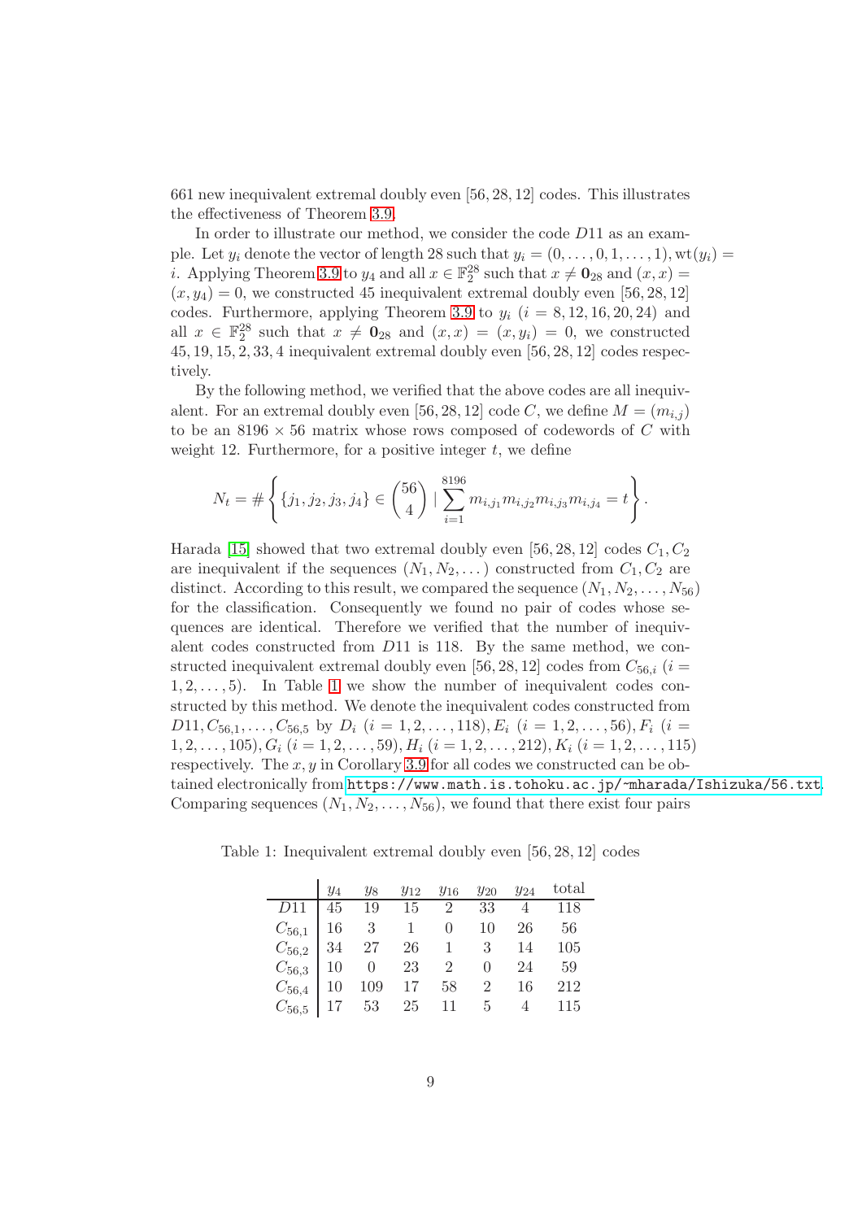661 new inequivalent extremal doubly even $[56, 28, 12]$ codes. This illustrates the effectiveness of Theorem 3.9.

In order to illustrate our method, we consider the code $D11$ as an example. Let $y_i$ denote the vector of length 28 such that $y_i = (0, \dots, 0, 1, \dots, 1), \mathrm{wt}(y_i) = i$. Applying Theorem 3.9 to $y_4$ and all $x \in \mathbb{F}_2^{28}$ such that $x \neq \mathbf{0}_{28}$ and $(x, x) = (x, y_4) = 0$, we constructed 45 inequivalent extremal doubly even $[56, 28, 12]$ codes. Furthermore, applying Theorem 3.9 to $y_i$ $(i = 8, 12, 16, 20, 24)$ and all $x \in \mathbb{F}_2^{28}$ such that $x \neq \mathbf{0}_{28}$ and $(x, x) = (x, y_i) = 0$, we constructed $45, 19, 15, 2, 33, 4$ inequivalent extremal doubly even $[56, 28, 12]$ codes respectively.

By the following method, we verified that the above codes are all inequivalent. For an extremal doubly even $[56, 28, 12]$ code $C$, we define $M = (m_{i,j})$ to be an $8196 \times 56$ matrix whose rows composed of codewords of $C$ with weight 12. Furthermore, for a positive integer $t$, we define

$$N_t = \# \left\{ \{j_1, j_2, j_3, j_4\} \in \binom{56}{4} \mid \sum_{i=1}^{8196} m_{i,j_1} m_{i,j_2} m_{i,j_3} m_{i,j_4} = t \right\}.$$

Harada [15] showed that two extremal doubly even $[56, 28, 12]$ codes $C_1, C_2$ are inequivalent if the sequences $(N_1, N_2, \dots)$ constructed from $C_1, C_2$ are distinct. According to this result, we compared the sequence $(N_1, N_2, \dots, N_{56})$ for the classification. Consequently we found no pair of codes whose sequences are identical. Therefore we verified that the number of inequivalent codes constructed from $D11$ is 118. By the same method, we constructed inequivalent extremal doubly even $[56, 28, 12]$ codes from $C_{56,i}$ $(i = 1, 2, \dots, 5)$. In Table 1 we show the number of inequivalent codes constructed by this method. We denote the inequivalent codes constructed from $D11, C_{56,1}, \dots, C_{56,5}$ by $D_i$ $(i = 1, 2, \dots, 118), E_i$ $(i = 1, 2, \dots, 56), F_i$ $(i = 1, 2, \dots, 105), G_i$ $(i = 1, 2, \dots, 59), H_i$ $(i = 1, 2, \dots, 212), K_i$ $(i = 1, 2, \dots, 115)$ respectively. The $x, y$ in Corollary 3.9 for all codes we constructed can be obtained electronically from https://www.math.is.tohoku.ac.jp/~mharada/Ishizuka/56.txt. Comparing sequences $(N_1, N_2, \dots, N_{56})$, we found that there exist four pairs

Table 1: Inequivalent extremal doubly even $[56, 28, 12]$ codes

| | $y_4$ | $y_8$ | $y_{12}$ | $y_{16}$ | $y_{20}$ | $y_{24}$ | total |
|---|---|---|---|---|---|---|---|
| $D11$ | 45 | 19 | 15 | 2 | 33 | 4 | 118 |
| $C_{56,1}$ | 16 | 3 | 1 | 0 | 10 | 26 | 56 |
| $C_{56,2}$ | 34 | 27 | 26 | 1 | 3 | 14 | 105 |
| $C_{56,3}$ | 10 | 0 | 23 | 2 | 0 | 24 | 59 |
| $C_{56,4}$ | 10 | 109 | 17 | 58 | 2 | 16 | 212 |
| $C_{56,5}$ | 17 | 53 | 25 | 11 | 5 | 4 | 115 |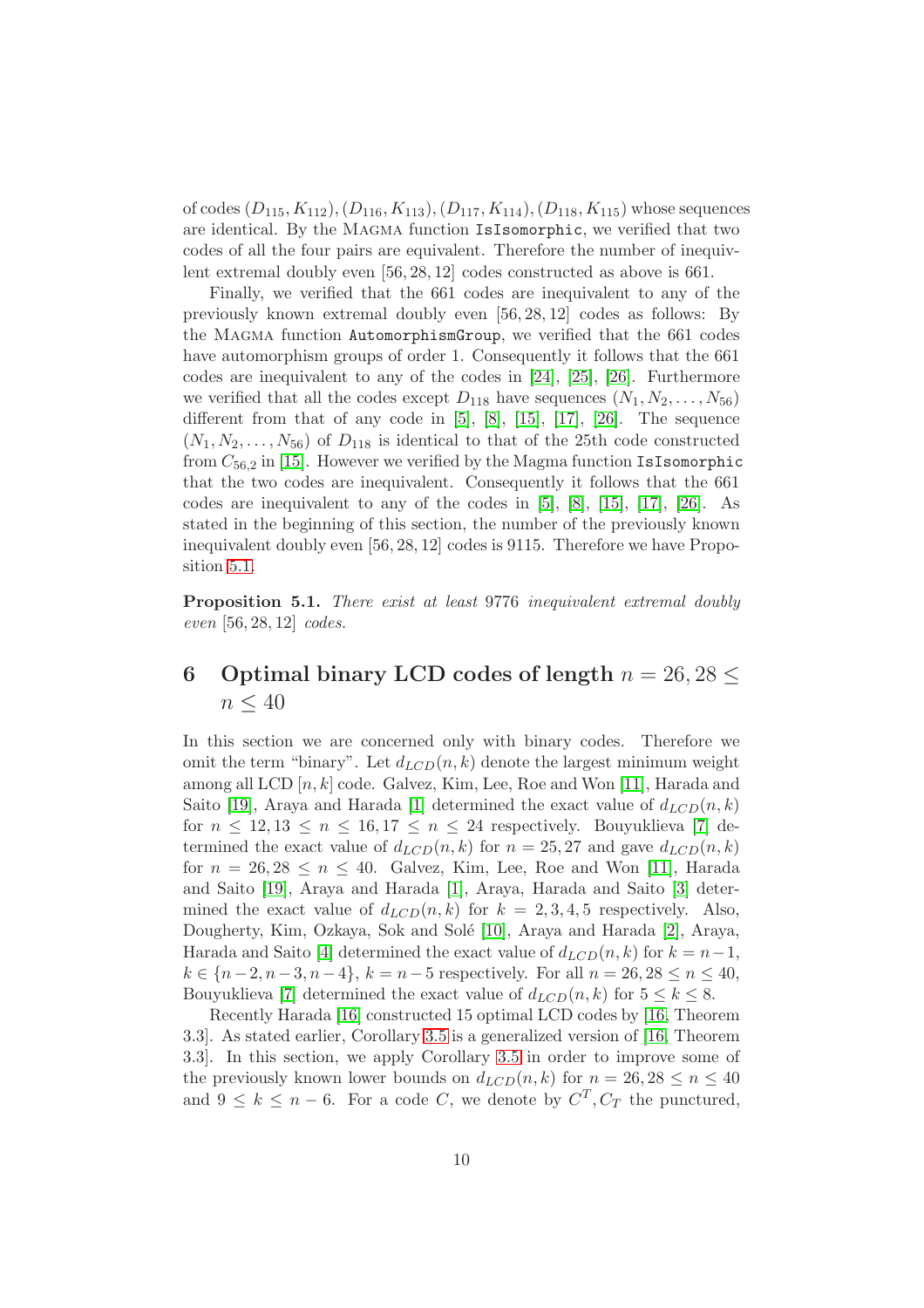of codes $(D_{115}, K_{112}), (D_{116}, K_{113}), (D_{117}, K_{114}), (D_{118}, K_{115})$ whose sequences are identical. By the Magma function `IsIsomorphic`, we verified that two codes of all the four pairs are equivalent. Therefore the number of inequivalent extremal doubly even $[56, 28, 12]$ codes constructed as above is 661.

Finally, we verified that the 661 codes are inequivalent to any of the previously known extremal doubly even $[56, 28, 12]$ codes as follows: By the Magma function `AutomorphismGroup`, we verified that the 661 codes have automorphism groups of order 1. Consequently it follows that the 661 codes are inequivalent to any of the codes in [24], [25], [26]. Furthermore we verified that all the codes except $D_{118}$ have sequences $(N_1, N_2, \ldots, N_{56})$ different from that of any code in [5], [8], [15], [17], [26]. The sequence $(N_1, N_2, \ldots, N_{56})$ of $D_{118}$ is identical to that of the 25th code constructed from $C_{56,2}$ in [15]. However we verified by the Magma function `IsIsomorphic` that the two codes are inequivalent. Consequently it follows that the 661 codes are inequivalent to any of the codes in [5], [8], [15], [17], [26]. As stated in the beginning of this section, the number of the previously known inequivalent doubly even $[56, 28, 12]$ codes is 9115. Therefore we have Proposition 5.1.

**Proposition 5.1.** *There exist at least* 9776 *inequivalent extremal doubly even* $[56, 28, 12]$ *codes.*

# 6 Optimal binary LCD codes of length $n = 26, 28 \leq n \leq 40$

In this section we are concerned only with binary codes. Therefore we omit the term "binary". Let $d_{LCD}(n, k)$ denote the largest minimum weight among all LCD $[n, k]$ code. Galvez, Kim, Lee, Roe and Won [11], Harada and Saito [19], Araya and Harada [1] determined the exact value of $d_{LCD}(n, k)$ for $n \leq 12, 13 \leq n \leq 16, 17 \leq n \leq 24$ respectively. Bouyuklieva [7] determined the exact value of $d_{LCD}(n, k)$ for $n = 25, 27$ and gave $d_{LCD}(n, k)$ for $n = 26, 28 \leq n \leq 40$. Galvez, Kim, Lee, Roe and Won [11], Harada and Saito [19], Araya and Harada [1], Araya, Harada and Saito [3] determined the exact value of $d_{LCD}(n, k)$ for $k = 2, 3, 4, 5$ respectively. Also, Dougherty, Kim, Ozkaya, Sok and Solé [10], Araya and Harada [2], Araya, Harada and Saito [4] determined the exact value of $d_{LCD}(n, k)$ for $k = n-1$, $k \in \{n-2, n-3, n-4\}$, $k = n-5$ respectively. For all $n = 26, 28 \leq n \leq 40$, Bouyuklieva [7] determined the exact value of $d_{LCD}(n, k)$ for $5 \leq k \leq 8$.

Recently Harada [16] constructed 15 optimal LCD codes by [16, Theorem 3.3]. As stated earlier, Corollary 3.5 is a generalized version of [16, Theorem 3.3]. In this section, we apply Corollary 3.5 in order to improve some of the previously known lower bounds on $d_{LCD}(n, k)$ for $n = 26, 28 \leq n \leq 40$ and $9 \leq k \leq n - 6$. For a code $C$, we denote by $C^T, C_T$ the punctured,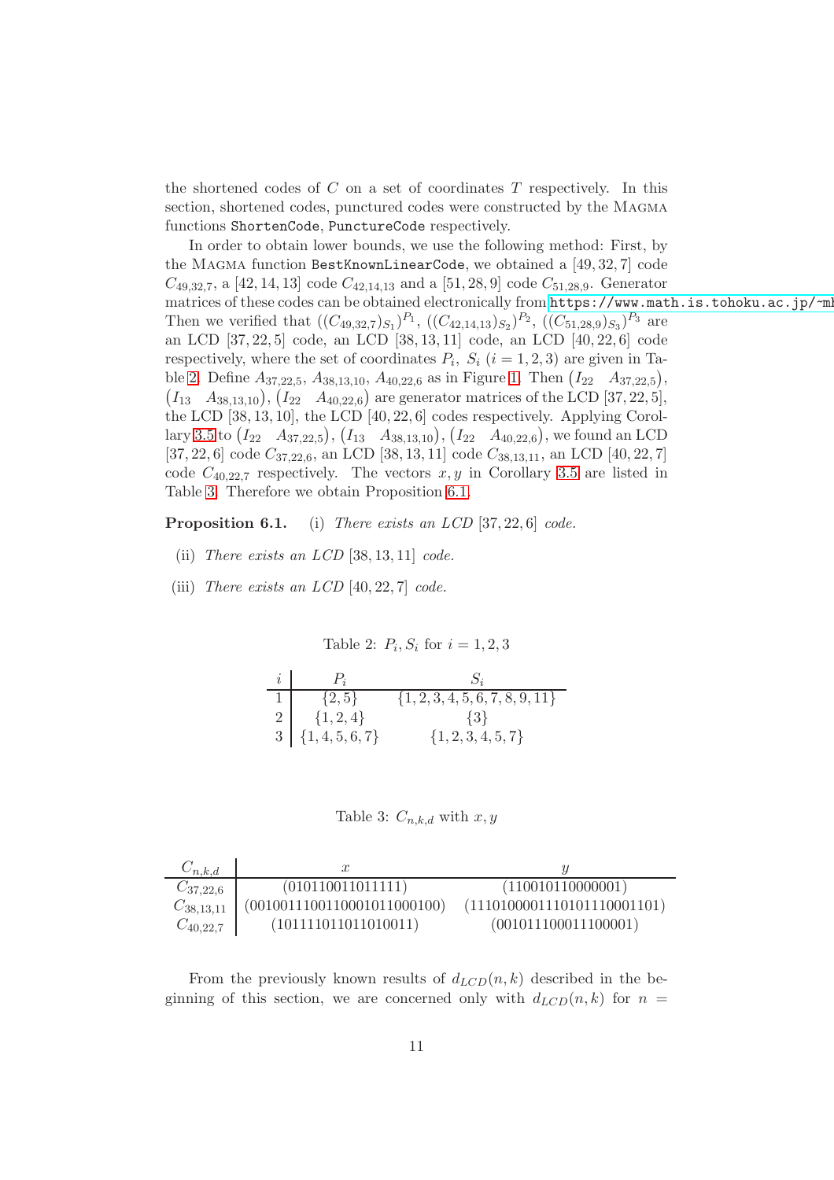the shortened codes of $C$ on a set of coordinates $T$ respectively. In this section, shortened codes, punctured codes were constructed by the MAGMA functions `ShortenCode`, `PunctureCode` respectively.

In order to obtain lower bounds, we use the following method: First, by the MAGMA function `BestKnownLinearCode`, we obtained a $[49, 32, 7]$ code $C_{49,32,7}$, a $[42, 14, 13]$ code $C_{42,14,13}$ and a $[51, 28, 9]$ code $C_{51,28,9}$. Generator matrices of these codes can be obtained electronically from https://www.math.is.tohoku.ac.jp/~mh Then we verified that $((C_{49,32,7})_{S_1})^{P_1}$, $((C_{42,14,13})_{S_2})^{P_2}$, $((C_{51,28,9})_{S_3})^{P_3}$ are an LCD $[37, 22, 5]$ code, an LCD $[38, 13, 11]$ code, an LCD $[40, 22, 6]$ code respectively, where the set of coordinates $P_i$, $S_i$ $(i = 1, 2, 3)$ are given in Table 2. Define $A_{37,22,5}$, $A_{38,13,10}$, $A_{40,22,6}$ as in Figure 1. Then $\begin{pmatrix} I_{22} & A_{37,22,5} \end{pmatrix}$, $\begin{pmatrix} I_{13} & A_{38,13,10} \end{pmatrix}$, $\begin{pmatrix} I_{22} & A_{40,22,6} \end{pmatrix}$ are generator matrices of the LCD $[37, 22, 5]$, the LCD $[38, 13, 10]$, the LCD $[40, 22, 6]$ codes respectively. Applying Corollary 3.5 to $\begin{pmatrix} I_{22} & A_{37,22,5} \end{pmatrix}$, $\begin{pmatrix} I_{13} & A_{38,13,10} \end{pmatrix}$, $\begin{pmatrix} I_{22} & A_{40,22,6} \end{pmatrix}$, we found an LCD $[37, 22, 6]$ code $C_{37,22,6}$, an LCD $[38, 13, 11]$ code $C_{38,13,11}$, an LCD $[40, 22, 7]$ code $C_{40,22,7}$ respectively. The vectors $x, y$ in Corollary 3.5 are listed in Table 3. Therefore we obtain Proposition 6.1.

**Proposition 6.1.** (i) *There exists an LCD $[37, 22, 6]$ code.*

(ii) *There exists an LCD $[38, 13, 11]$ code.*

(iii) *There exists an LCD $[40, 22, 7]$ code.*

Table 2: $P_i, S_i$ for $i = 1, 2, 3$

| $i$ | $P_i$ | $S_i$ |
|---|---|---|
| 1 | $\{2, 5\}$ | $\{1, 2, 3, 4, 5, 6, 7, 8, 9, 11\}$ |
| 2 | $\{1, 2, 4\}$ | $\{3\}$ |
| 3 | $\{1, 4, 5, 6, 7\}$ | $\{1, 2, 3, 4, 5, 7\}$ |

Table 3: $C_{n,k,d}$ with $x, y$

| $C_{n,k,d}$ | $x$ | $y$ |
|---|---|---|
| $C_{37,22,6}$ | (010110011011111) | (110010110000001) |
| $C_{38,13,11}$ | (0010011100110001011000100) | (1110100001110101110001101) |
| $C_{40,22,7}$ | (101111011011010011) | (001011100011100001) |

From the previously known results of $d_{LCD}(n, k)$ described in the beginning of this section, we are concerned only with $d_{LCD}(n, k)$ for $n =$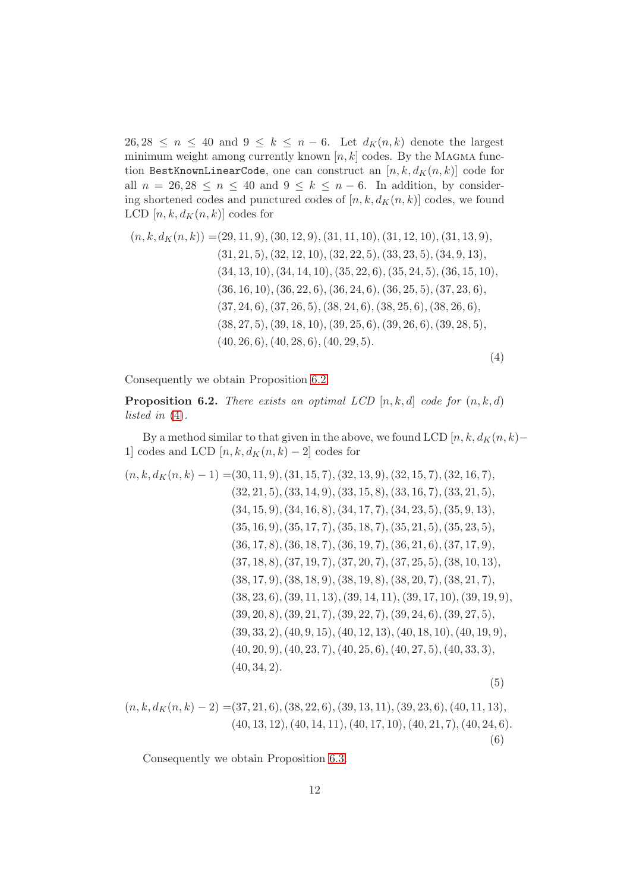$26, 28 \le n \le 40$ and $9 \le k \le n-6$. Let $d_K(n,k)$ denote the largest minimum weight among currently known $[n,k]$ codes. By the MAGMA function `BestKnownLinearCode`, one can construct an $[n,k,d_K(n,k)]$ code for all $n = 26, 28 \le n \le 40$ and $9 \le k \le n-6$. In addition, by considering shortened codes and punctured codes of $[n,k,d_K(n,k)]$ codes, we found LCD $[n,k,d_K(n,k)]$ codes for

$$
\begin{aligned}
(n,k,d_K(n,k)) = &(29,11,9),(30,12,9),(31,11,10),(31,12,10),(31,13,9),\\
&(31,21,5),(32,12,10),(32,22,5),(33,23,5),(34,9,13),\\
&(34,13,10),(34,14,10),(35,22,6),(35,24,5),(36,15,10),\\
&(36,16,10),(36,22,6),(36,24,6),(36,25,5),(37,23,6),\\
&(37,24,6),(37,26,5),(38,24,6),(38,25,6),(38,26,6),\\
&(38,27,5),(39,18,10),(39,25,6),(39,26,6),(39,28,5),\\
&(40,26,6),(40,28,6),(40,29,5).
\end{aligned} \tag{4}
$$

Consequently we obtain Proposition 6.2.

**Proposition 6.2.** *There exists an optimal LCD $[n,k,d]$ code for $(n,k,d)$ listed in (4).*

By a method similar to that given in the above, we found LCD $[n,k,d_K(n,k)-1]$ codes and LCD $[n,k,d_K(n,k)-2]$ codes for

$$
\begin{aligned}
(n,k,d_K(n,k)-1) = &(30,11,9),(31,15,7),(32,13,9),(32,15,7),(32,16,7),\\
&(32,21,5),(33,14,9),(33,15,8),(33,16,7),(33,21,5),\\
&(34,15,9),(34,16,8),(34,17,7),(34,23,5),(35,9,13),\\
&(35,16,9),(35,17,7),(35,18,7),(35,21,5),(35,23,5),\\
&(36,17,8),(36,18,7),(36,19,7),(36,21,6),(37,17,9),\\
&(37,18,8),(37,19,7),(37,20,7),(37,25,5),(38,10,13),\\
&(38,17,9),(38,18,9),(38,19,8),(38,20,7),(38,21,7),\\
&(38,23,6),(39,11,13),(39,14,11),(39,17,10),(39,19,9),\\
&(39,20,8),(39,21,7),(39,22,7),(39,24,6),(39,27,5),\\
&(39,33,2),(40,9,15),(40,12,13),(40,18,10),(40,19,9),\\
&(40,20,9),(40,23,7),(40,25,6),(40,27,5),(40,33,3),\\
&(40,34,2).
\end{aligned} \tag{5}
$$

$$
\begin{aligned}
(n,k,d_K(n,k)-2) = &(37,21,6),(38,22,6),(39,13,11),(39,23,6),(40,11,13),\\
&(40,13,12),(40,14,11),(40,17,10),(40,21,7),(40,24,6).
\end{aligned} \tag{6}
$$

Consequently we obtain Proposition 6.3.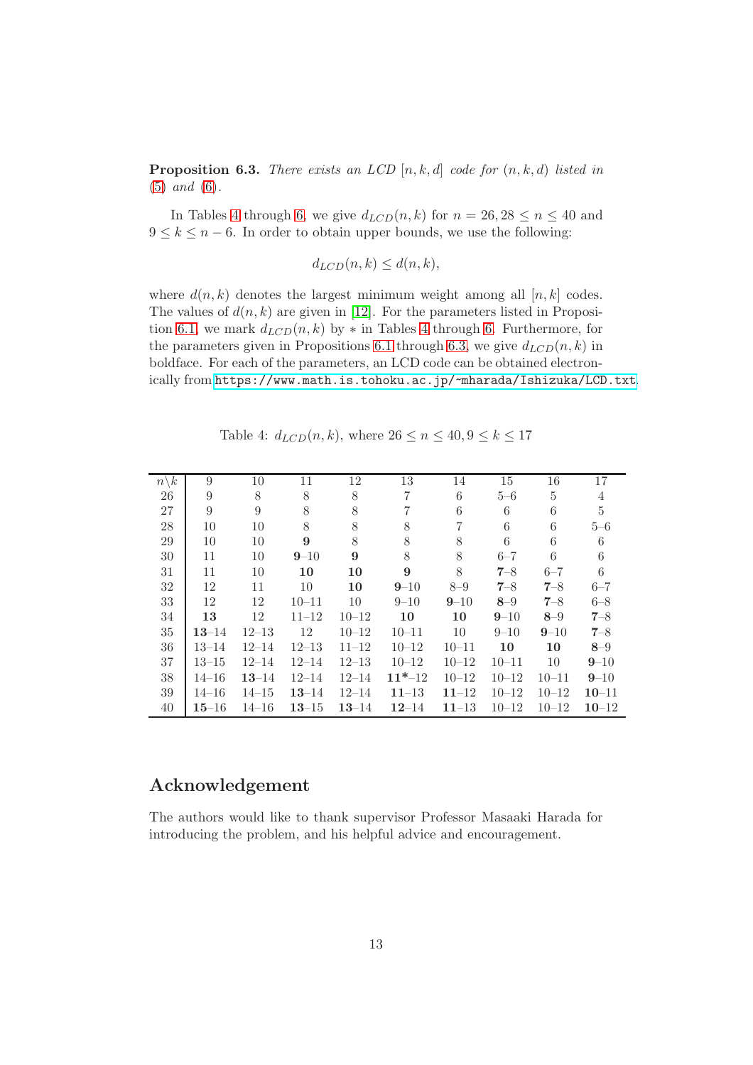**Proposition 6.3.** *There exists an LCD* $[n, k, d]$ *code for* $(n, k, d)$ *listed in* (5) *and* (6)*.*

In Tables 4 through 6, we give $d_{LCD}(n, k)$ for $n = 26, 28 \leq n \leq 40$ and $9 \leq k \leq n - 6$. In order to obtain upper bounds, we use the following:

$$d_{LCD}(n, k) \leq d(n, k),$$

where $d(n, k)$ denotes the largest minimum weight among all $[n, k]$ codes. The values of $d(n, k)$ are given in [12]. For the parameters listed in Proposition 6.1, we mark $d_{LCD}(n, k)$ by $*$ in Tables 4 through 6. Furthermore, for the parameters given in Propositions 6.1 through 6.3, we give $d_{LCD}(n, k)$ in boldface. For each of the parameters, an LCD code can be obtained electronically from https://www.math.is.tohoku.ac.jp/~mharada/Ishizuka/LCD.txt.

Table 4: $d_{LCD}(n, k)$, where $26 \leq n \leq 40, 9 \leq k \leq 17$

| $n \backslash k$ | 9 | 10 | 11 | 12 | 13 | 14 | 15 | 16 | 17 |
|---|---|---|---|---|---|---|---|---|---|
| 26 | 9 | 8 | 8 | 8 | 7 | 6 | 5–6 | 5 | 4 |
| 27 | 9 | 9 | 8 | 8 | 7 | 6 | 6 | 6 | 5 |
| 28 | 10 | 10 | 8 | 8 | 8 | 7 | 6 | 6 | 5–6 |
| 29 | 10 | 10 | **9** | 8 | 8 | 8 | 6 | 6 | 6 |
| 30 | 11 | 10 | **9**–10 | **9** | 8 | 8 | 6–7 | 6 | 6 |
| 31 | 11 | 10 | **10** | **10** | **9** | 8 | **7**–8 | 6–7 | 6 |
| 32 | 12 | 11 | 10 | **10** | **9**–10 | 8–9 | **7**–8 | **7**–8 | 6–7 |
| 33 | 12 | 12 | 10–11 | 10 | 9–10 | **9**–10 | **8**–9 | **7**–8 | 6–8 |
| 34 | **13** | 12 | 11–12 | 10–12 | **10** | **10** | **9**–10 | **8**–9 | **7**–8 |
| 35 | **13**–14 | 12–13 | 12 | 10–12 | 10–11 | 10 | 9–10 | **9**–10 | **7**–8 |
| 36 | 13–14 | 12–14 | 12–13 | 11–12 | 10–12 | 10–11 | **10** | **10** | **8**–9 |
| 37 | 13–15 | 12–14 | 12–14 | 12–13 | 10–12 | 10–12 | 10–11 | 10 | **9**–10 |
| 38 | 14–16 | **13**–14 | 12–14 | 12–14 | **11***–12 | 10–12 | 10–12 | 10–11 | **9**–10 |
| 39 | 14–16 | 14–15 | **13**–14 | 12–14 | **11**–13 | **11**–12 | 10–12 | 10–12 | **10**–11 |
| 40 | **15**–16 | 14–16 | **13**–15 | **13**–14 | **12**–14 | **11**–13 | 10–12 | 10–12 | **10**–12 |

## Acknowledgement

The authors would like to thank supervisor Professor Masaaki Harada for introducing the problem, and his helpful advice and encouragement.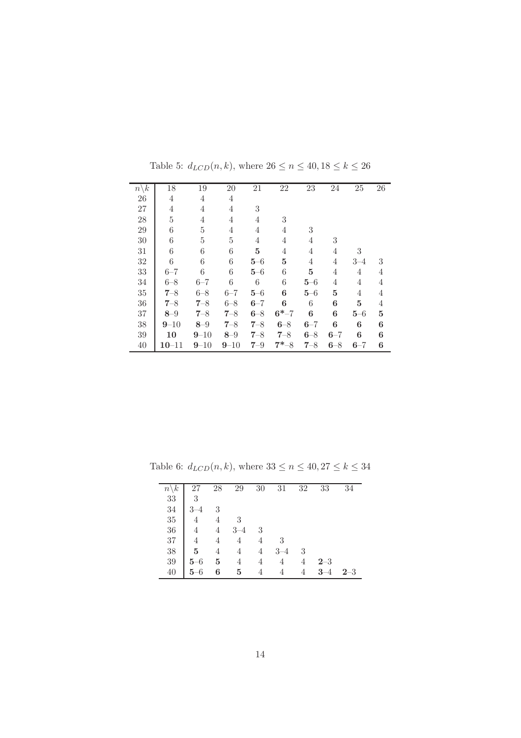Table 5: $d_{LCD}(n, k)$, where $26 \leq n \leq 40, 18 \leq k \leq 26$

| $n\backslash k$ | 18 | 19 | 20 | 21 | 22 | 23 | 24 | 25 | 26 |
|---|---|---|---|---|---|---|---|---|---|
| 26 | 4 | 4 | 4 | | | | | | |
| 27 | 4 | 4 | 4 | 3 | | | | | |
| 28 | 5 | 4 | 4 | 4 | 3 | | | | |
| 29 | 6 | 5 | 4 | 4 | 4 | 3 | | | |
| 30 | 6 | 5 | 5 | 4 | 4 | 4 | 3 | | |
| 31 | 6 | 6 | 6 | **5** | 4 | 4 | 4 | 3 | |
| 32 | 6 | 6 | 6 | **5**–6 | **5** | 4 | 4 | 3–4 | 3 |
| 33 | 6–7 | 6 | 6 | **5**–6 | 6 | **5** | 4 | 4 | 4 |
| 34 | 6–8 | 6–7 | 6 | 6 | 6 | **5**–6 | 4 | 4 | 4 |
| 35 | **7**–8 | 6–8 | 6–7 | **5**–6 | **6** | **5**–6 | **5** | 4 | 4 |
| 36 | **7**–8 | **7**–8 | 6–8 | **6**–7 | **6** | 6 | **6** | **5** | 4 |
| 37 | **8**–9 | **7**–8 | **7**–8 | **6**–8 | **6***–7 | **6** | **6** | **5**–6 | **5** |
| 38 | **9**–10 | **8**–9 | **7**–8 | **7**–8 | **6**–8 | **6**–7 | **6** | **6** | **6** |
| 39 | **10** | **9**–10 | **8**–9 | **7**–8 | **7**–8 | **6**–8 | **6**–7 | **6** | **6** |
| 40 | **10**–11 | **9**–10 | **9**–10 | **7**–9 | **7***–8 | **7**–8 | **6**–8 | **6**–7 | **6** |

Table 6: $d_{LCD}(n, k)$, where $33 \leq n \leq 40, 27 \leq k \leq 34$

| $n\backslash k$ | 27 | 28 | 29 | 30 | 31 | 32 | 33 | 34 |
|---|---|---|---|---|---|---|---|---|
| 33 | 3 | | | | | | | |
| 34 | 3–4 | 3 | | | | | | |
| 35 | 4 | 4 | 3 | | | | | |
| 36 | 4 | 4 | 3–4 | 3 | | | | |
| 37 | 4 | 4 | 4 | 4 | 3 | | | |
| 38 | **5** | 4 | 4 | 4 | 3–4 | 3 | | |
| 39 | **5**–6 | **5** | 4 | 4 | 4 | 4 | **2**–3 | |
| 40 | **5**–6 | **6** | **5** | 4 | 4 | 4 | **3**–4 | **2**–3 |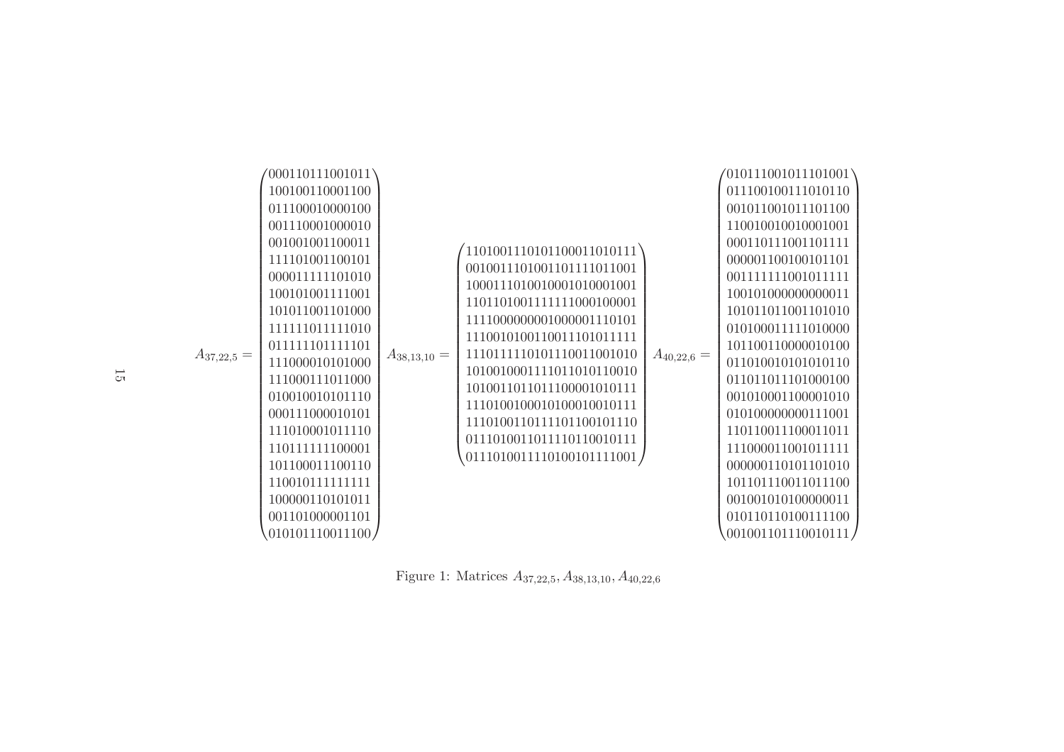$$A_{37,22,5} = \begin{pmatrix} 000110111001011 \\ 100100110001100 \\ 011100010000100 \\ 001110001000010 \\ 001001001100011 \\ 111101001100101 \\ 000011111101010 \\ 100101001111001 \\ 101011001101000 \\ 111111011111010 \\ 011111101111101 \\ 111000010101000 \\ 111000111011000 \\ 010010010101110 \\ 000111000010101 \\ 111010001011110 \\ 110111111100001 \\ 101100011100110 \\ 110010111111111 \\ 100000110101011 \\ 001101000001101 \\ 010101110011100 \end{pmatrix} \quad A_{38,13,10} = \begin{pmatrix} 1101001110101100011010111 \\ 0010011101001101111011001 \\ 1000111010010001010001001 \\ 1101101001111111000100001 \\ 1111000000001000001110101 \\ 1110010100110011101011111 \\ 1110111110101110011001010 \\ 1010010001111011010110010 \\ 1010011011011100001010111 \\ 1110100100010100010010111 \\ 1110100110111101100101110 \\ 0111010011011110110010111 \\ 0111010011110100101111001 \end{pmatrix} \quad A_{40,22,6} = \begin{pmatrix} 010111001011101001 \\ 011100100111010110 \\ 001011001011101100 \\ 110010010010001001 \\ 000110111001101111 \\ 000001100100101101 \\ 001111111001011111 \\ 100101000000000011 \\ 101011011001101010 \\ 010100011111010000 \\ 101100110000010100 \\ 011010010101010110 \\ 011011011101000100 \\ 001010001100001010 \\ 010100000000111001 \\ 110110011100011011 \\ 111000011001011111 \\ 000000110101101010 \\ 101101110011011100 \\ 001001010100000011 \\ 010110110100111100 \\ 001001101110010111 \end{pmatrix}$$

Figure 1: Matrices $A_{37,22,5}, A_{38,13,10}, A_{40,22,6}$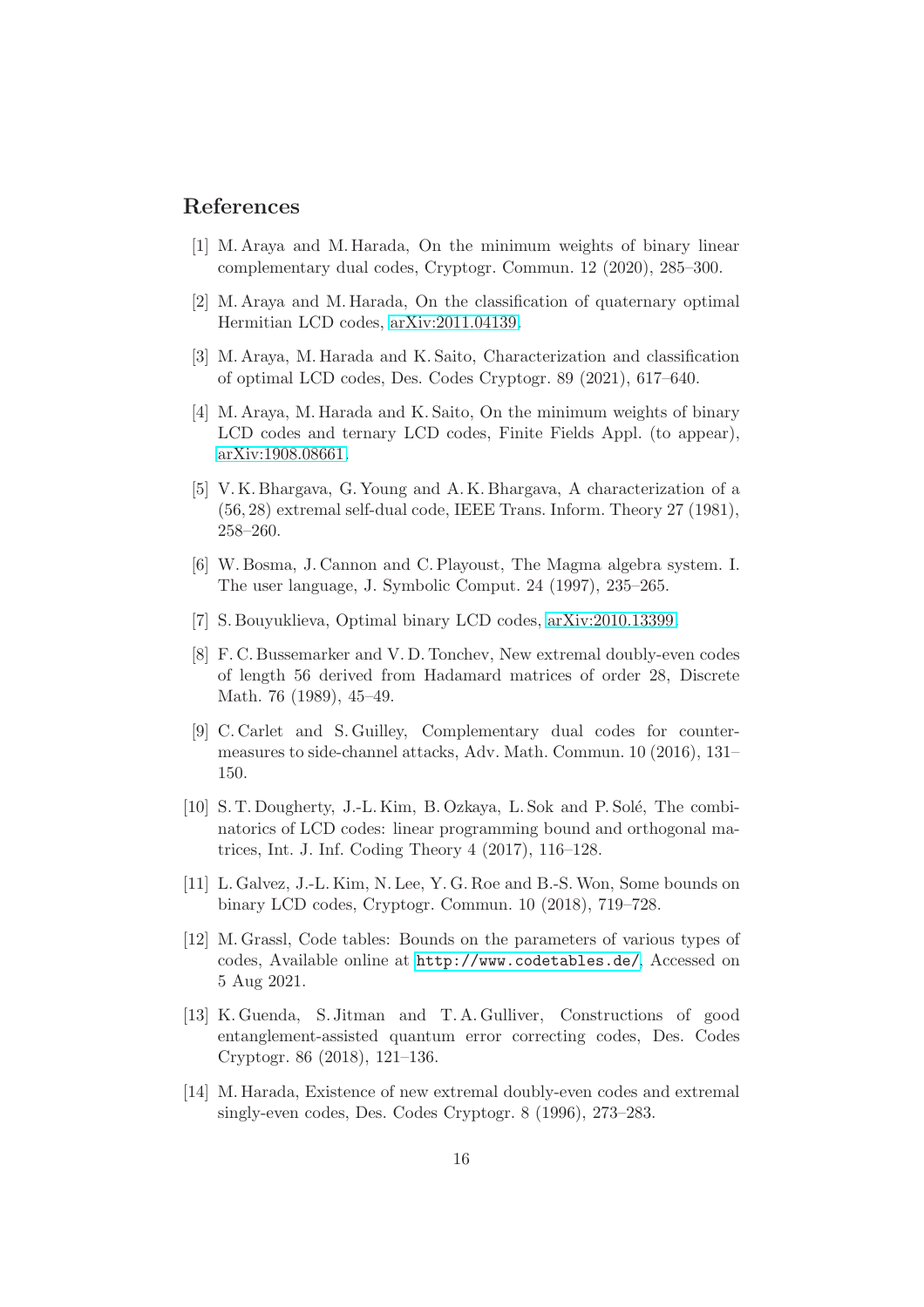## References

[1] M. Araya and M. Harada, On the minimum weights of binary linear complementary dual codes, Cryptogr. Commun. 12 (2020), 285–300.

[2] M. Araya and M. Harada, On the classification of quaternary optimal Hermitian LCD codes, arXiv:2011.04139.

[3] M. Araya, M. Harada and K. Saito, Characterization and classification of optimal LCD codes, Des. Codes Cryptogr. 89 (2021), 617–640.

[4] M. Araya, M. Harada and K. Saito, On the minimum weights of binary LCD codes and ternary LCD codes, Finite Fields Appl. (to appear), arXiv:1908.08661.

[5] V. K. Bhargava, G. Young and A. K. Bhargava, A characterization of a $(56, 28)$ extremal self-dual code, IEEE Trans. Inform. Theory 27 (1981), 258–260.

[6] W. Bosma, J. Cannon and C. Playoust, The Magma algebra system. I. The user language, J. Symbolic Comput. 24 (1997), 235–265.

[7] S. Bouyuklieva, Optimal binary LCD codes, arXiv:2010.13399.

[8] F. C. Bussemarker and V. D. Tonchev, New extremal doubly-even codes of length 56 derived from Hadamard matrices of order 28, Discrete Math. 76 (1989), 45–49.

[9] C. Carlet and S. Guilley, Complementary dual codes for counter-measures to side-channel attacks, Adv. Math. Commun. 10 (2016), 131–150.

[10] S. T. Dougherty, J.-L. Kim, B. Ozkaya, L. Sok and P. Solé, The combinatorics of LCD codes: linear programming bound and orthogonal matrices, Int. J. Inf. Coding Theory 4 (2017), 116–128.

[11] L. Galvez, J.-L. Kim, N. Lee, Y. G. Roe and B.-S. Won, Some bounds on binary LCD codes, Cryptogr. Commun. 10 (2018), 719–728.

[12] M. Grassl, Code tables: Bounds on the parameters of various types of codes, Available online at `http://www.codetables.de/`, Accessed on 5 Aug 2021.

[13] K. Guenda, S. Jitman and T. A. Gulliver, Constructions of good entanglement-assisted quantum error correcting codes, Des. Codes Cryptogr. 86 (2018), 121–136.

[14] M. Harada, Existence of new extremal doubly-even codes and extremal singly-even codes, Des. Codes Cryptogr. 8 (1996), 273–283.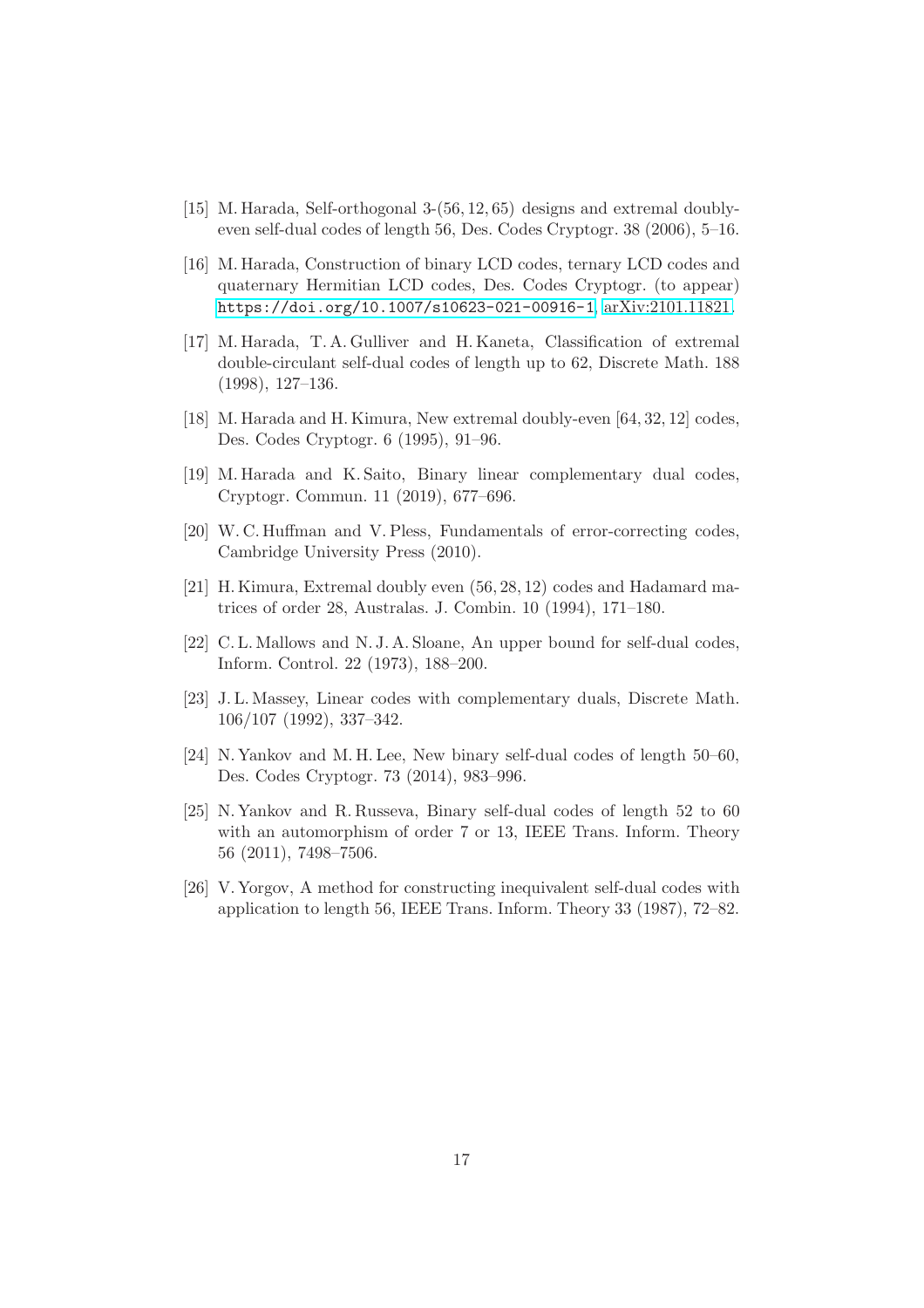[15] M. Harada, Self-orthogonal 3-$(56, 12, 65)$ designs and extremal doubly-even self-dual codes of length 56, Des. Codes Cryptogr. 38 (2006), 5–16.

[16] M. Harada, Construction of binary LCD codes, ternary LCD codes and quaternary Hermitian LCD codes, Des. Codes Cryptogr. (to appear) https://doi.org/10.1007/s10623-021-00916-1, arXiv:2101.11821.

[17] M. Harada, T. A. Gulliver and H. Kaneta, Classification of extremal double-circulant self-dual codes of length up to 62, Discrete Math. 188 (1998), 127–136.

[18] M. Harada and H. Kimura, New extremal doubly-even $[64, 32, 12]$ codes, Des. Codes Cryptogr. 6 (1995), 91–96.

[19] M. Harada and K. Saito, Binary linear complementary dual codes, Cryptogr. Commun. 11 (2019), 677–696.

[20] W. C. Huffman and V. Pless, Fundamentals of error-correcting codes, Cambridge University Press (2010).

[21] H. Kimura, Extremal doubly even $(56, 28, 12)$ codes and Hadamard matrices of order 28, Australas. J. Combin. 10 (1994), 171–180.

[22] C. L. Mallows and N. J. A. Sloane, An upper bound for self-dual codes, Inform. Control. 22 (1973), 188–200.

[23] J. L. Massey, Linear codes with complementary duals, Discrete Math. 106/107 (1992), 337–342.

[24] N. Yankov and M. H. Lee, New binary self-dual codes of length 50–60, Des. Codes Cryptogr. 73 (2014), 983–996.

[25] N. Yankov and R. Russeva, Binary self-dual codes of length 52 to 60 with an automorphism of order 7 or 13, IEEE Trans. Inform. Theory 56 (2011), 7498–7506.

[26] V. Yorgov, A method for constructing inequivalent self-dual codes with application to length 56, IEEE Trans. Inform. Theory 33 (1987), 72–82.